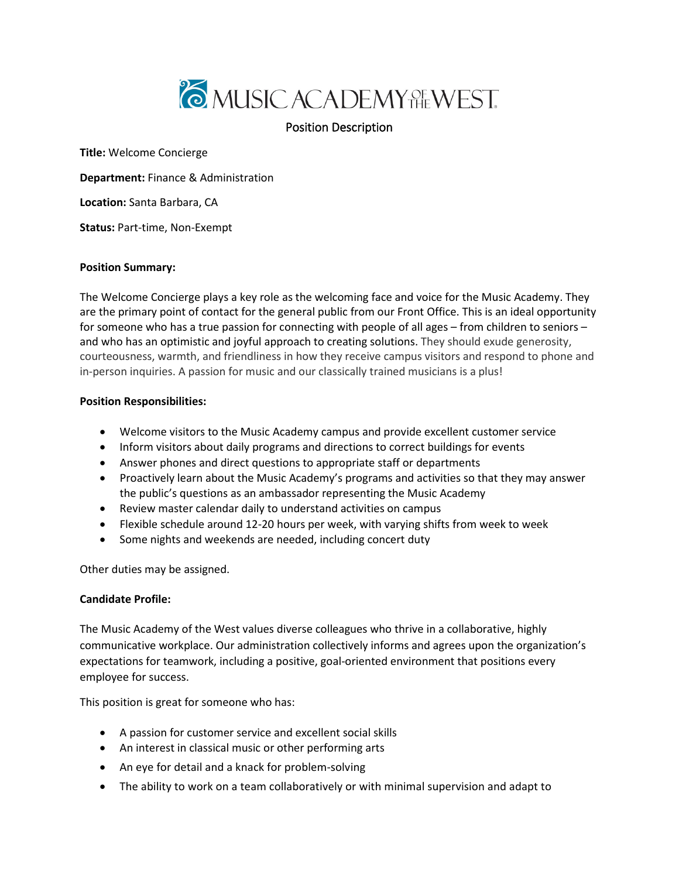# MUSIC ACADEMY OF THE WEST

## Position Description

**Title:** Welcome Concierge

**Department:** Finance & Administration

**Location:** Santa Barbara, CA

**Status:** Part-time, Non-Exempt

**Position Summary:**

The Welcome Concierge plays a key role as the welcoming face and voice for the Music Academy. They are the primary point of contact for the general public from our Front Office. This is an ideal opportunity for someone who has a true passion for connecting with people of all ages – from children to seniors – and who has an optimistic and joyful approach to creating solutions. They should exude generosity, courteousness, warmth, and friendliness in how they receive campus visitors and respond to phone and in-person inquiries. A passion for music and our classically trained musicians is a plus!

**Position Responsibilities:**

- Welcome visitors to the Music Academy campus and provide excellent customer service
- Inform visitors about daily programs and directions to correct buildings for events
- Answer phones and direct questions to appropriate staff or departments
- Proactively learn about the Music Academy's programs and activities so that they may answer the public's questions as an ambassador representing the Music Academy
- Review master calendar daily to understand activities on campus
- Flexible schedule around 12-20 hours per week, with varying shifts from week to week
- Some nights and weekends are needed, including concert duty

Other duties may be assigned.

**Candidate Profile:**

The Music Academy of the West values diverse colleagues who thrive in a collaborative, highly communicative workplace. Our administration collectively informs and agrees upon the organization's expectations for teamwork, including a positive, goal-oriented environment that positions every employee for success.

This position is great for someone who has:

- A passion for customer service and excellent social skills
- An interest in classical music or other performing arts
- An eye for detail and a knack for problem-solving
- The ability to work on a team collaboratively or with minimal supervision and adapt to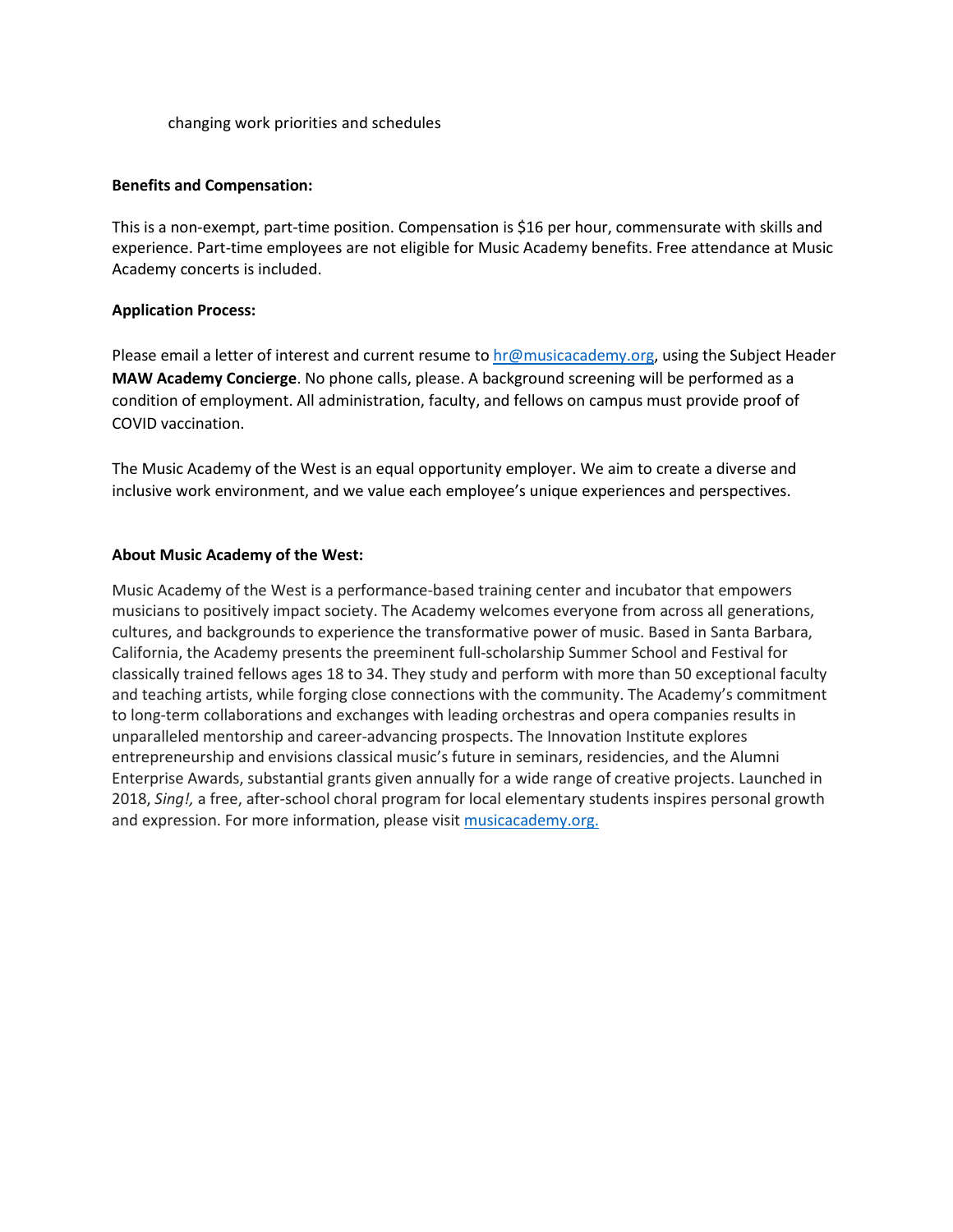changing work priorities and schedules

**Benefits and Compensation:**

This is a non-exempt, part-time position. Compensation is $16 per hour, commensurate with skills and experience. Part-time employees are not eligible for Music Academy benefits. Free attendance at Music Academy concerts is included.

**Application Process:**

Please email a letter of interest and current resume to hr@musicacademy.org, using the Subject Header **MAW Academy Concierge**. No phone calls, please. A background screening will be performed as a condition of employment. All administration, faculty, and fellows on campus must provide proof of COVID vaccination.

The Music Academy of the West is an equal opportunity employer. We aim to create a diverse and inclusive work environment, and we value each employee's unique experiences and perspectives.

**About Music Academy of the West:**

Music Academy of the West is a performance-based training center and incubator that empowers musicians to positively impact society. The Academy welcomes everyone from across all generations, cultures, and backgrounds to experience the transformative power of music. Based in Santa Barbara, California, the Academy presents the preeminent full-scholarship Summer School and Festival for classically trained fellows ages 18 to 34. They study and perform with more than 50 exceptional faculty and teaching artists, while forging close connections with the community. The Academy's commitment to long-term collaborations and exchanges with leading orchestras and opera companies results in unparalleled mentorship and career-advancing prospects. The Innovation Institute explores entrepreneurship and envisions classical music's future in seminars, residencies, and the Alumni Enterprise Awards, substantial grants given annually for a wide range of creative projects. Launched in 2018, *Sing!,* a free, after-school choral program for local elementary students inspires personal growth and expression. For more information, please visit musicacademy.org.